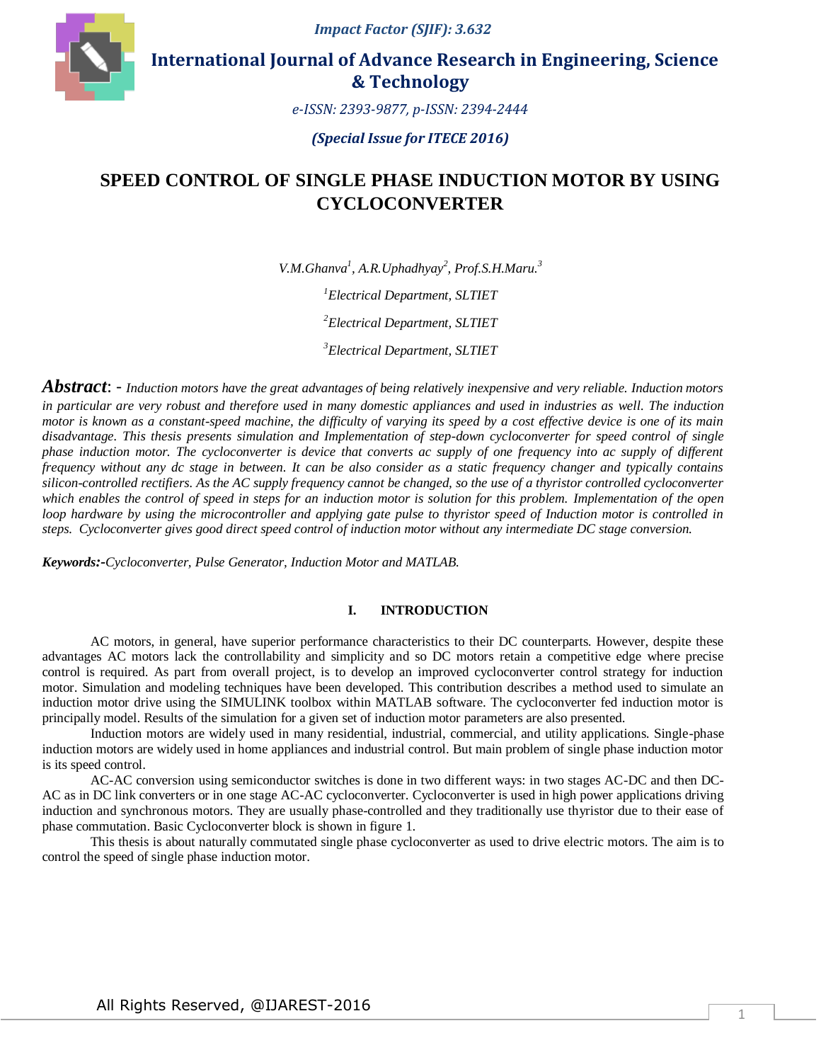Impact Factor (SJIF): 3.632

**International Journal of Advance Research in Engineering, Science & Technology**

*e-ISSN: 2393-9877, p-ISSN: 2394-2444*

***(Special Issue for ITECE 2016)***

# SPEED CONTROL OF SINGLE PHASE INDUCTION MOTOR BY USING CYCLOCONVERTER

*V.M.Ghanva[1], A.R.Uphadhyay[2], Prof.S.H.Maru.[3]*

*[1]Electrical Department, SLTIET*

*[2]Electrical Department, SLTIET*

*[3]Electrical Department, SLTIET*

***Abstract***: - *Induction motors have the great advantages of being relatively inexpensive and very reliable. Induction motors in particular are very robust and therefore used in many domestic appliances and used in industries as well. The induction motor is known as a constant-speed machine, the difficulty of varying its speed by a cost effective device is one of its main disadvantage. This thesis presents simulation and Implementation of step-down cycloconverter for speed control of single phase induction motor. The cycloconverter is device that converts ac supply of one frequency into ac supply of different frequency without any dc stage in between. It can be also consider as a static frequency changer and typically contains silicon-controlled rectifiers. As the AC supply frequency cannot be changed, so the use of a thyristor controlled cycloconverter which enables the control of speed in steps for an induction motor is solution for this problem. Implementation of the open loop hardware by using the microcontroller and applying gate pulse to thyristor speed of Induction motor is controlled in steps. Cycloconverter gives good direct speed control of induction motor without any intermediate DC stage conversion.*

***Keywords:-****Cycloconverter, Pulse Generator, Induction Motor and MATLAB.*

## I. INTRODUCTION

AC motors, in general, have superior performance characteristics to their DC counterparts. However, despite these advantages AC motors lack the controllability and simplicity and so DC motors retain a competitive edge where precise control is required. As part from overall project, is to develop an improved cycloconverter control strategy for induction motor. Simulation and modeling techniques have been developed. This contribution describes a method used to simulate an induction motor drive using the SIMULINK toolbox within MATLAB software. The cycloconverter fed induction motor is principally model. Results of the simulation for a given set of induction motor parameters are also presented.

Induction motors are widely used in many residential, industrial, commercial, and utility applications. Single-phase induction motors are widely used in home appliances and industrial control. But main problem of single phase induction motor is its speed control.

AC-AC conversion using semiconductor switches is done in two different ways: in two stages AC-DC and then DC-AC as in DC link converters or in one stage AC-AC cycloconverter. Cycloconverter is used in high power applications driving induction and synchronous motors. They are usually phase-controlled and they traditionally use thyristor due to their ease of phase commutation. Basic Cycloconverter block is shown in figure 1.

This thesis is about naturally commutated single phase cycloconverter as used to drive electric motors. The aim is to control the speed of single phase induction motor.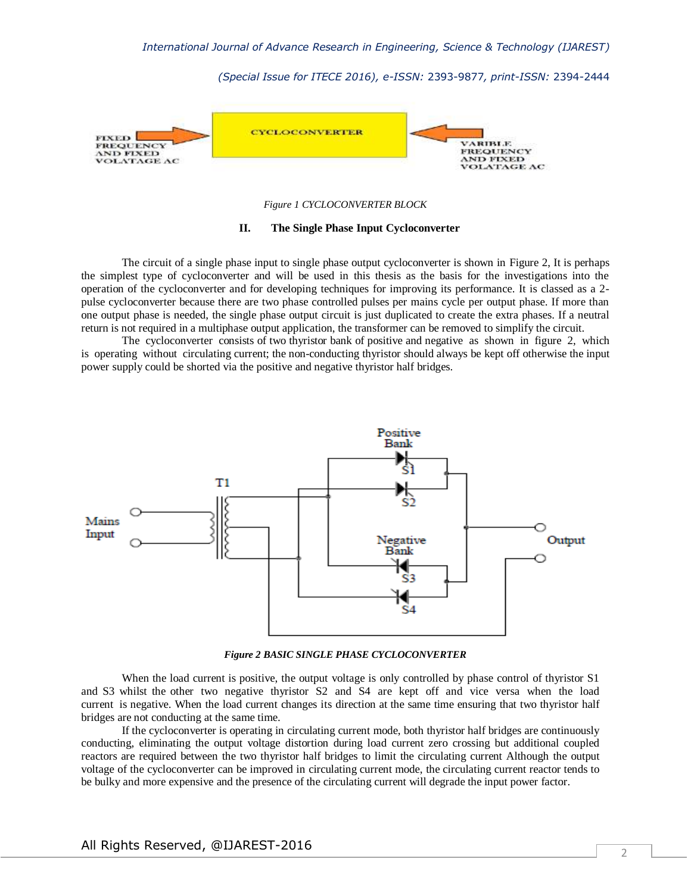FIXED FREQUENCY AND FIXED VOLATAGE AC

CYCLOCONVERTER

VARIBLE FREQUENCY AND FIXED VOLATAGE AC

*Figure 1 CYCLOCONVERTER BLOCK*

## II. The Single Phase Input Cycloconverter

The circuit of a single phase input to single phase output cycloconverter is shown in Figure 2, It is perhaps the simplest type of cycloconverter and will be used in this thesis as the basis for the investigations into the operation of the cycloconverter and for developing techniques for improving its performance. It is classed as a 2-pulse cycloconverter because there are two phase controlled pulses per mains cycle per output phase. If more than one output phase is needed, the single phase output circuit is just duplicated to create the extra phases. If a neutral return is not required in a multiphase output application, the transformer can be removed to simplify the circuit.

The cycloconverter consists of two thyristor bank of positive and negative as shown in figure 2, which is operating without circulating current; the non-conducting thyristor should always be kept off otherwise the input power supply could be shorted via the positive and negative thyristor half bridges.

Positive Bank

S1

S2

T1

Mains Input

Negative Bank

S3

S4

Output

***Figure 2 BASIC SINGLE PHASE CYCLOCONVERTER***

When the load current is positive, the output voltage is only controlled by phase control of thyristor S1 and S3 whilst the other two negative thyristor S2 and S4 are kept off and vice versa when the load current is negative. When the load current changes its direction at the same time ensuring that two thyristor half bridges are not conducting at the same time.

If the cycloconverter is operating in circulating current mode, both thyristor half bridges are continuously conducting, eliminating the output voltage distortion during load current zero crossing but additional coupled reactors are required between the two thyristor half bridges to limit the circulating current Although the output voltage of the cycloconverter can be improved in circulating current mode, the circulating current reactor tends to be bulky and more expensive and the presence of the circulating current will degrade the input power factor.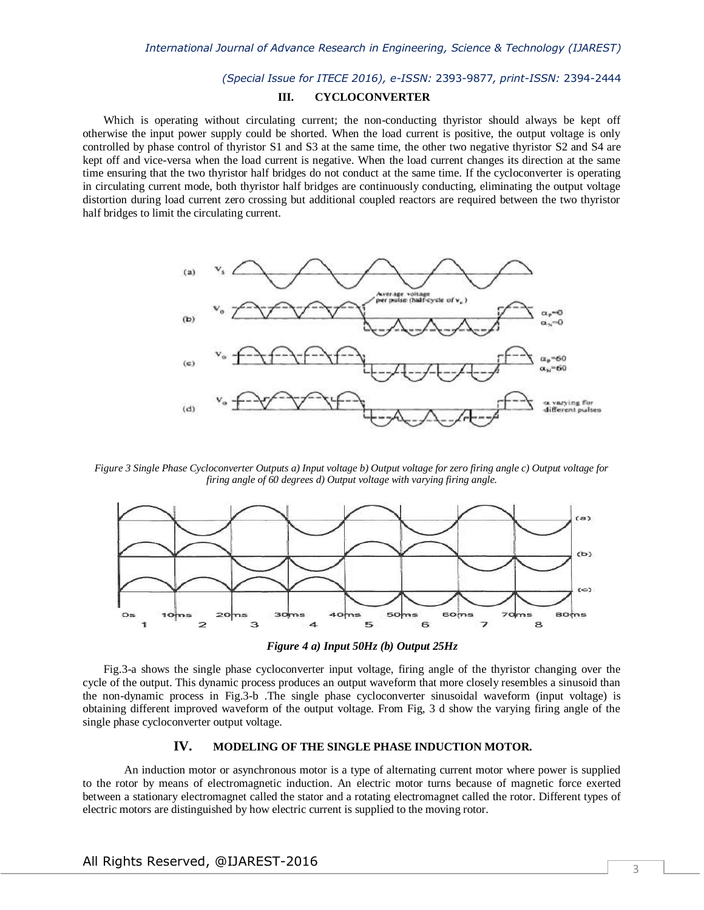## III. CYCLOCONVERTER

Which is operating without circulating current; the non-conducting thyristor should always be kept off otherwise the input power supply could be shorted. When the load current is positive, the output voltage is only controlled by phase control of thyristor S1 and S3 at the same time, the other two negative thyristor S2 and S4 are kept off and vice-versa when the load current is negative. When the load current changes its direction at the same time ensuring that the two thyristor half bridges do not conduct at the same time. If the cycloconverter is operating in circulating current mode, both thyristor half bridges are continuously conducting, eliminating the output voltage distortion during load current zero crossing but additional coupled reactors are required between the two thyristor half bridges to limit the circulating current.

(a) $V_s$

(b) $V_o$ Average voltage per pulse (half-cycle of $v_s$) $\alpha_P=0$ $\alpha_N=0$

(c) $V_o$ $\alpha_P=60$ $\alpha_N=60$

(d) $V_o$ $\alpha$ varying for different pulses

*Figure 3 Single Phase Cycloconverter Outputs a) Input voltage b) Output voltage for zero firing angle c) Output voltage for firing angle of 60 degrees d) Output voltage with varying firing angle.*

(a)
(b)
(c)
0s 10ms 20ms 30ms 40ms 50ms 60ms 70ms 80ms
1 2 3 4 5 6 7 8

***Figure 4 a) Input 50Hz (b) Output 25Hz***

Fig.3-a shows the single phase cycloconverter input voltage, firing angle of the thyristor changing over the cycle of the output. This dynamic process produces an output waveform that more closely resembles a sinusoid than the non-dynamic process in Fig.3-b .The single phase cycloconverter sinusoidal waveform (input voltage) is obtaining different improved waveform of the output voltage. From Fig, 3 d show the varying firing angle of the single phase cycloconverter output voltage.

## IV. MODELING OF THE SINGLE PHASE INDUCTION MOTOR.

An induction motor or asynchronous motor is a type of alternating current motor where power is supplied to the rotor by means of electromagnetic induction. An electric motor turns because of magnetic force exerted between a stationary electromagnet called the stator and a rotating electromagnet called the rotor. Different types of electric motors are distinguished by how electric current is supplied to the moving rotor.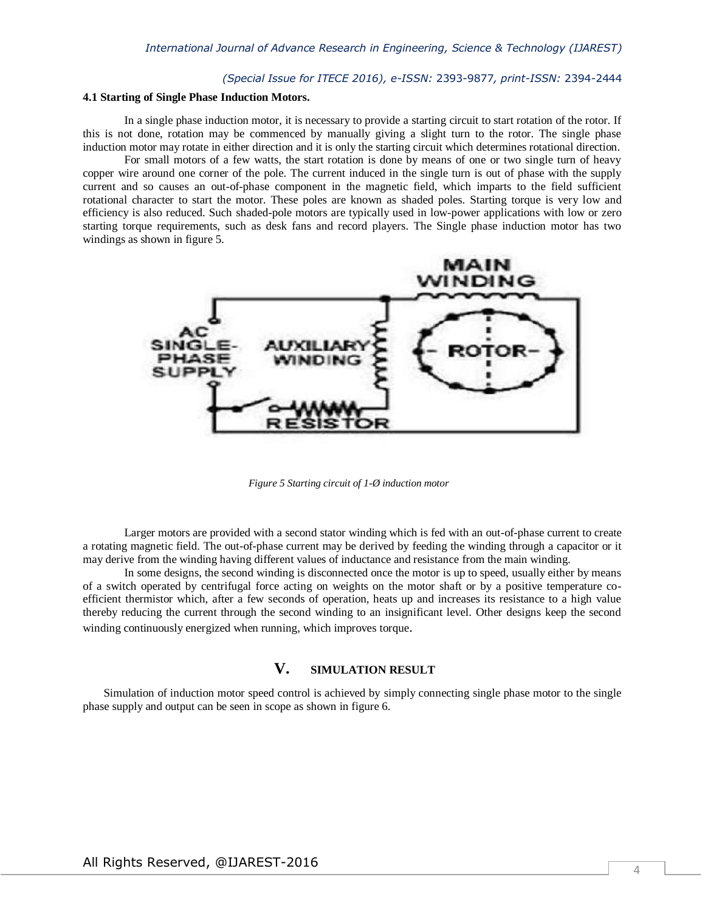### 4.1 Starting of Single Phase Induction Motors.

In a single phase induction motor, it is necessary to provide a starting circuit to start rotation of the rotor. If this is not done, rotation may be commenced by manually giving a slight turn to the rotor. The single phase induction motor may rotate in either direction and it is only the starting circuit which determines rotational direction.

For small motors of a few watts, the start rotation is done by means of one or two single turn of heavy copper wire around one corner of the pole. The current induced in the single turn is out of phase with the supply current and so causes an out-of-phase component in the magnetic field, which imparts to the field sufficient rotational character to start the motor. These poles are known as shaded poles. Starting torque is very low and efficiency is also reduced. Such shaded-pole motors are typically used in low-power applications with low or zero starting torque requirements, such as desk fans and record players. The Single phase induction motor has two windings as shown in figure 5.

MAIN WINDING
AC SINGLE-PHASE SUPPLY
AUXILIARY WINDING
ROTOR
RESISTOR

*Figure 5 Starting circuit of 1-Ø induction motor*

Larger motors are provided with a second stator winding which is fed with an out-of-phase current to create a rotating magnetic field. The out-of-phase current may be derived by feeding the winding through a capacitor or it may derive from the winding having different values of inductance and resistance from the main winding.

In some designs, the second winding is disconnected once the motor is up to speed, usually either by means of a switch operated by centrifugal force acting on weights on the motor shaft or by a positive temperature co-efficient thermistor which, after a few seconds of operation, heats up and increases its resistance to a high value thereby reducing the current through the second winding to an insignificant level. Other designs keep the second winding continuously energized when running, which improves torque.

## V. SIMULATION RESULT

Simulation of induction motor speed control is achieved by simply connecting single phase motor to the single phase supply and output can be seen in scope as shown in figure 6.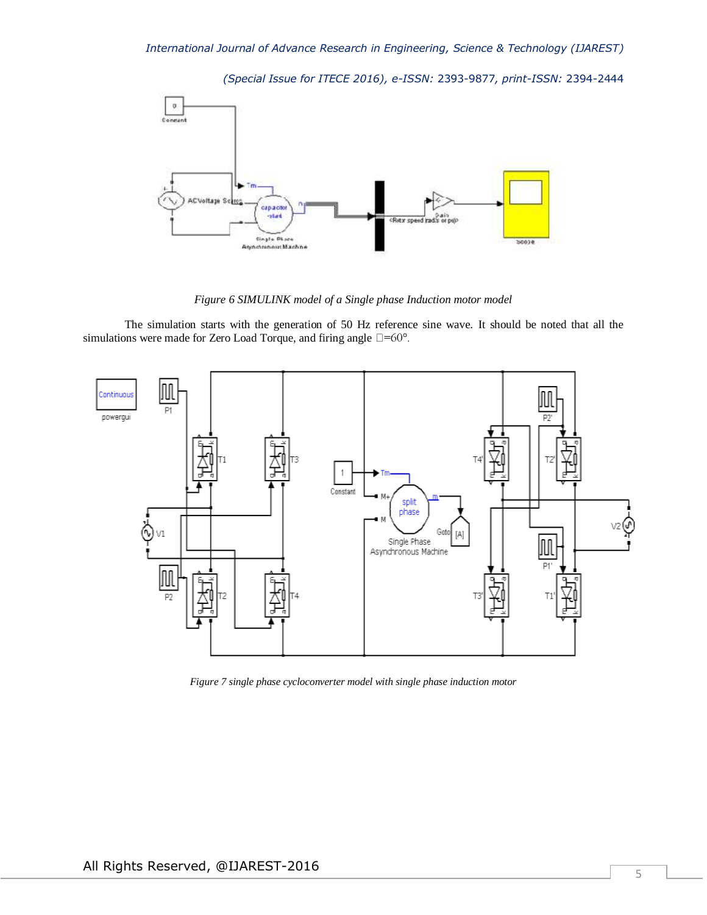Figure 6 SIMULINK model of a Single phase Induction motor model

The simulation starts with the generation of 50 Hz reference sine wave. It should be noted that all the simulations were made for Zero Load Torque, and firing angle □=60°.

Figure 7 single phase cycloconverter model with single phase induction motor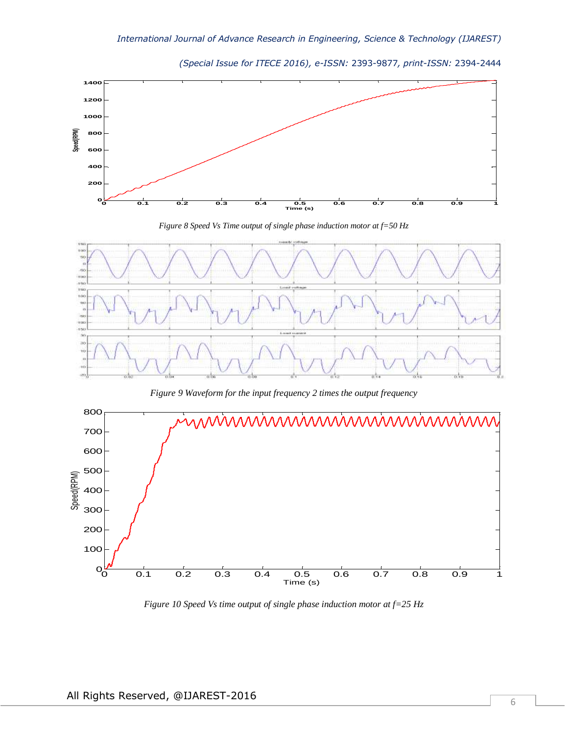Speed(RPM)

1400
1200
1000
800
600
400
200
0

0 0.1 0.2 0.3 0.4 0.5 0.6 0.7 0.8 0.9 1

Time (s)

*Figure 8 Speed Vs Time output of single phase induction motor at f=50 Hz*

Supply voltage

Load voltage

Load current

*Figure 9 Waveform for the input frequency 2 times the output frequency*

Speed(RPM)

800
700
600
500
400
300
200
100
0

0 0.1 0.2 0.3 0.4 0.5 0.6 0.7 0.8 0.9 1

Time (s)

*Figure 10 Speed Vs time output of single phase induction motor at f=25 Hz*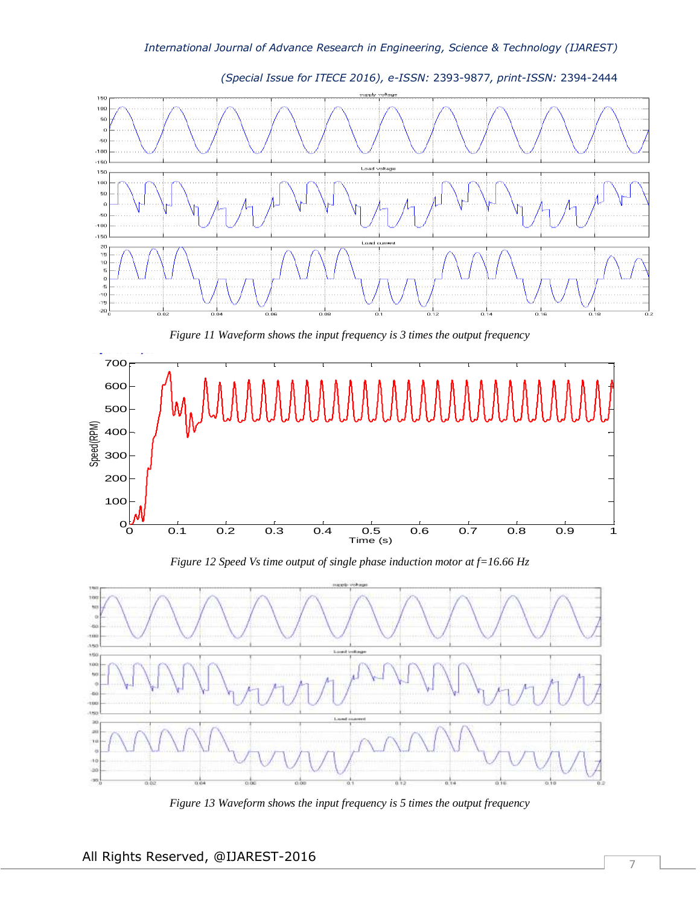Figure 11 Waveform shows the input frequency is 3 times the output frequency

Figure 12 Speed Vs time output of single phase induction motor at f=16.66 Hz

Figure 13 Waveform shows the input frequency is 5 times the output frequency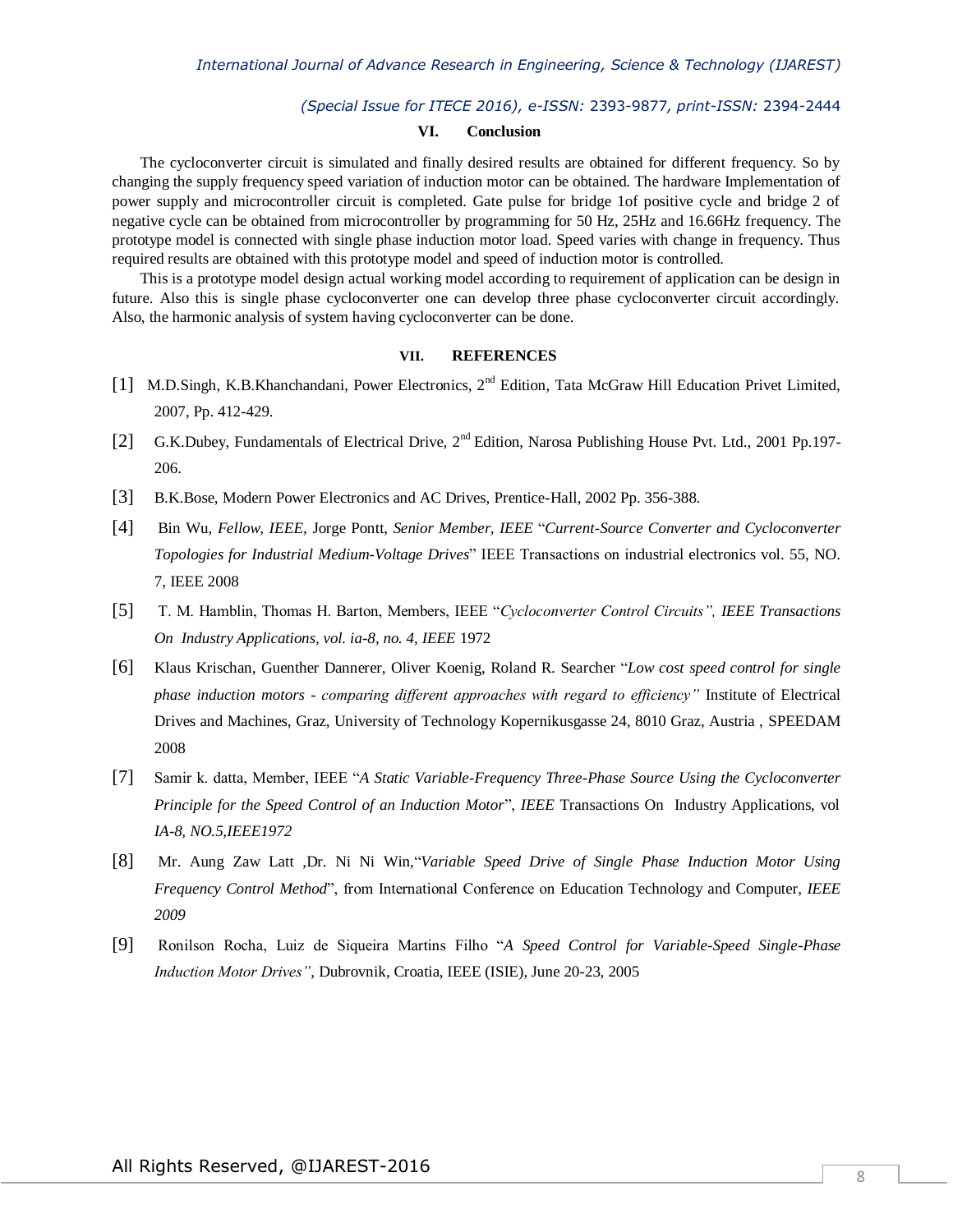## VI. Conclusion

The cycloconverter circuit is simulated and finally desired results are obtained for different frequency. So by changing the supply frequency speed variation of induction motor can be obtained. The hardware Implementation of power supply and microcontroller circuit is completed. Gate pulse for bridge 1of positive cycle and bridge 2 of negative cycle can be obtained from microcontroller by programming for 50 Hz, 25Hz and 16.66Hz frequency. The prototype model is connected with single phase induction motor load. Speed varies with change in frequency. Thus required results are obtained with this prototype model and speed of induction motor is controlled.

This is a prototype model design actual working model according to requirement of application can be design in future. Also this is single phase cycloconverter one can develop three phase cycloconverter circuit accordingly. Also, the harmonic analysis of system having cycloconverter can be done.

## VII. REFERENCES

[1] M.D.Singh, K.B.Khanchandani, Power Electronics, 2nd Edition, Tata McGraw Hill Education Privet Limited, 2007, Pp. 412-429.

[2] G.K.Dubey, Fundamentals of Electrical Drive, 2nd Edition, Narosa Publishing House Pvt. Ltd., 2001 Pp.197-206.

[3] B.K.Bose, Modern Power Electronics and AC Drives, Prentice-Hall, 2002 Pp. 356-388.

[4] Bin Wu, *Fellow, IEEE*, Jorge Pontt, *Senior Member, IEEE* "*Current-Source Converter and Cycloconverter Topologies for Industrial Medium-Voltage Drives*" IEEE Transactions on industrial electronics vol. 55, NO. 7, IEEE 2008

[5] T. M. Hamblin, Thomas H. Barton, Members, IEEE "*Cycloconverter Control Circuits", IEEE Transactions On Industry Applications, vol. ia-8, no. 4, IEEE* 1972

[6] Klaus Krischan, Guenther Dannerer, Oliver Koenig, Roland R. Searcher "*Low cost speed control for single phase induction motors - comparing different approaches with regard to efficiency"* Institute of Electrical Drives and Machines, Graz, University of Technology Kopernikusgasse 24, 8010 Graz, Austria , SPEEDAM 2008

[7] Samir k. datta, Member, IEEE "*A Static Variable-Frequency Three-Phase Source Using the Cycloconverter Principle for the Speed Control of an Induction Motor*", *IEEE* Transactions On Industry Applications, vol *IA-8, NO.5,IEEE1972*

[8] Mr. Aung Zaw Latt ,Dr. Ni Ni Win,"*Variable Speed Drive of Single Phase Induction Motor Using Frequency Control Method*", from International Conference on Education Technology and Computer*, IEEE 2009*

[9] Ronilson Rocha, Luiz de Siqueira Martins Filho "*A Speed Control for Variable-Speed Single-Phase Induction Motor Drives"*, Dubrovnik, Croatia, IEEE (ISIE), June 20-23, 2005